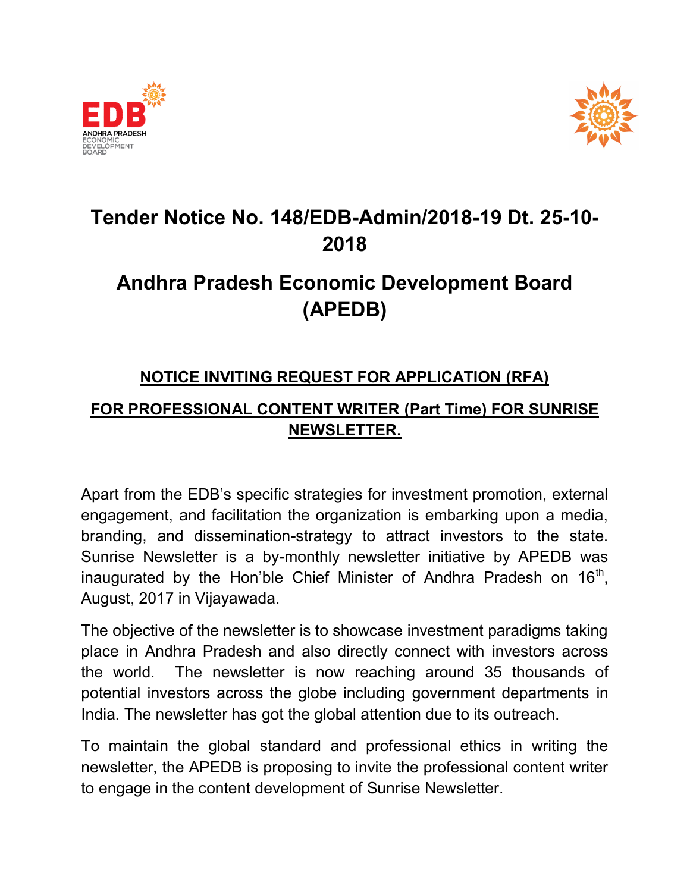# Tender Notice No. 148/EDB-Admin/2018-19 Dt. 25-10-2018

# Andhra Pradesh Economic Development Board (APEDB)

## NOTICE INVITING REQUEST FOR APPLICATION (RFA)

## FOR PROFESSIONAL CONTENT WRITER (Part Time) FOR SUNRISE NEWSLETTER.

Apart from the EDB's specific strategies for investment promotion, external engagement, and facilitation the organization is embarking upon a media, branding, and dissemination-strategy to attract investors to the state. Sunrise Newsletter is a by-monthly newsletter initiative by APEDB was inaugurated by the Hon'ble Chief Minister of Andhra Pradesh on 16th, August, 2017 in Vijayawada.

The objective of the newsletter is to showcase investment paradigms taking place in Andhra Pradesh and also directly connect with investors across the world. The newsletter is now reaching around 35 thousands of potential investors across the globe including government departments in India. The newsletter has got the global attention due to its outreach.

To maintain the global standard and professional ethics in writing the newsletter, the APEDB is proposing to invite the professional content writer to engage in the content development of Sunrise Newsletter.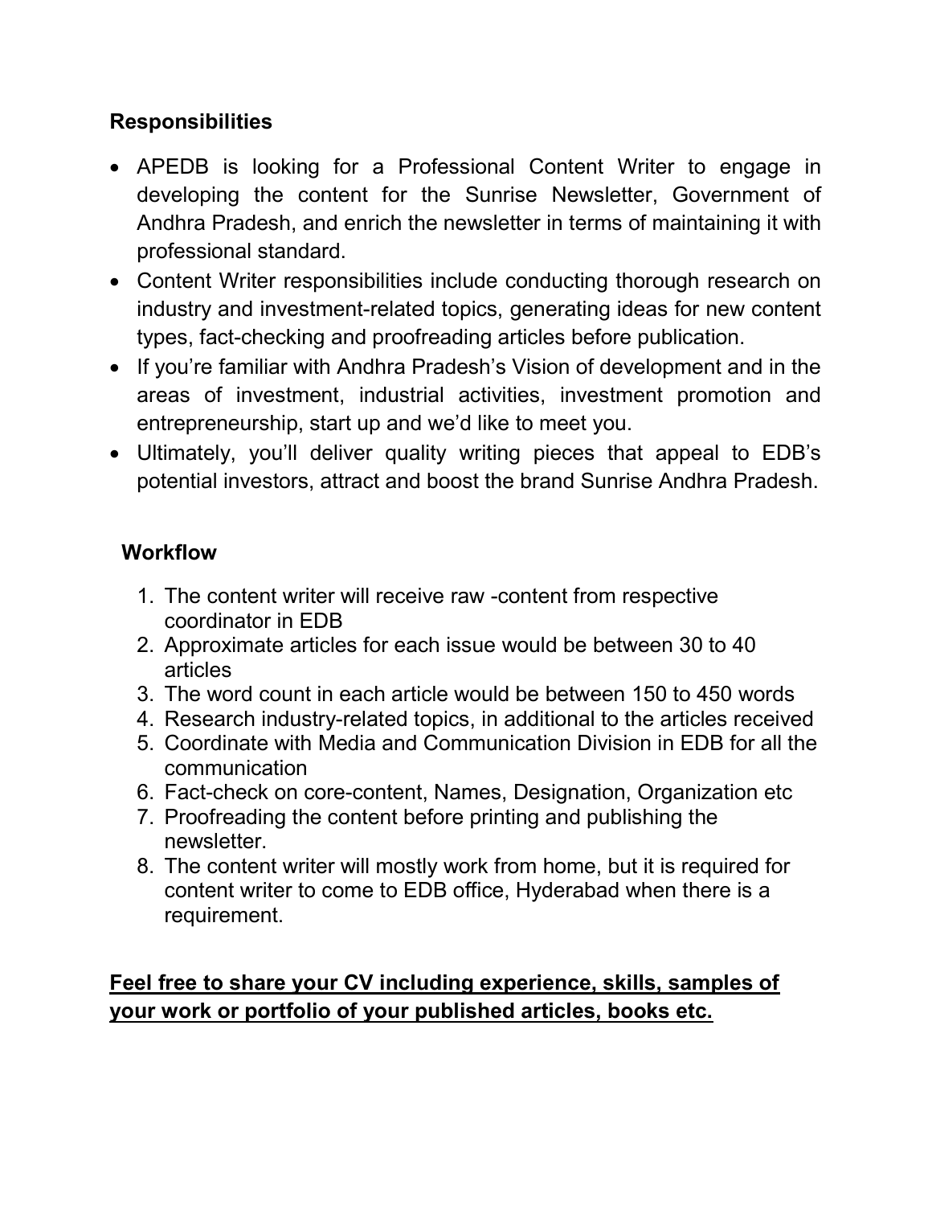**Responsibilities**

- APEDB is looking for a Professional Content Writer to engage in developing the content for the Sunrise Newsletter, Government of Andhra Pradesh, and enrich the newsletter in terms of maintaining it with professional standard.
- Content Writer responsibilities include conducting thorough research on industry and investment-related topics, generating ideas for new content types, fact-checking and proofreading articles before publication.
- If you're familiar with Andhra Pradesh's Vision of development and in the areas of investment, industrial activities, investment promotion and entrepreneurship, start up and we'd like to meet you.
- Ultimately, you'll deliver quality writing pieces that appeal to EDB's potential investors, attract and boost the brand Sunrise Andhra Pradesh.

**Workflow**

1. The content writer will receive raw -content from respective coordinator in EDB
2. Approximate articles for each issue would be between 30 to 40 articles
3. The word count in each article would be between 150 to 450 words
4. Research industry-related topics, in additional to the articles received
5. Coordinate with Media and Communication Division in EDB for all the communication
6. Fact-check on core-content, Names, Designation, Organization etc
7. Proofreading the content before printing and publishing the newsletter.
8. The content writer will mostly work from home, but it is required for content writer to come to EDB office, Hyderabad when there is a requirement.

<u>**Feel free to share your CV including experience, skills, samples of your work or portfolio of your published articles, books etc.**</u>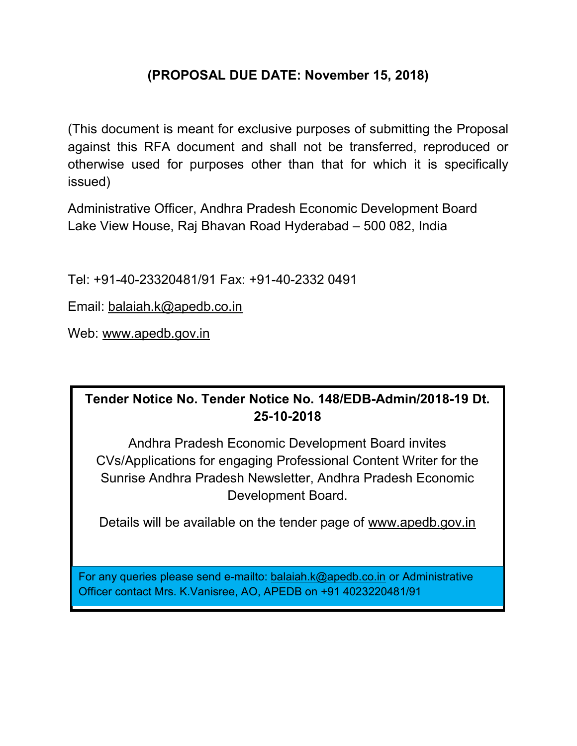**(PROPOSAL DUE DATE: November 15, 2018)**

(This document is meant for exclusive purposes of submitting the Proposal against this RFA document and shall not be transferred, reproduced or otherwise used for purposes other than that for which it is specifically issued)

Administrative Officer, Andhra Pradesh Economic Development Board
Lake View House, Raj Bhavan Road Hyderabad – 500 082, India

Tel: +91-40-23320481/91 Fax: +91-40-2332 0491

Email: balaiah.k@apedb.co.in

Web: www.apedb.gov.in

**Tender Notice No. Tender Notice No. 148/EDB-Admin/2018-19 Dt. 25-10-2018**

Andhra Pradesh Economic Development Board invites CVs/Applications for engaging Professional Content Writer for the Sunrise Andhra Pradesh Newsletter, Andhra Pradesh Economic Development Board.

Details will be available on the tender page of www.apedb.gov.in

For any queries please send e-mailto: balaiah.k@apedb.co.in or Administrative Officer contact Mrs. K.Vanisree, AO, APEDB on +91 4023220481/91